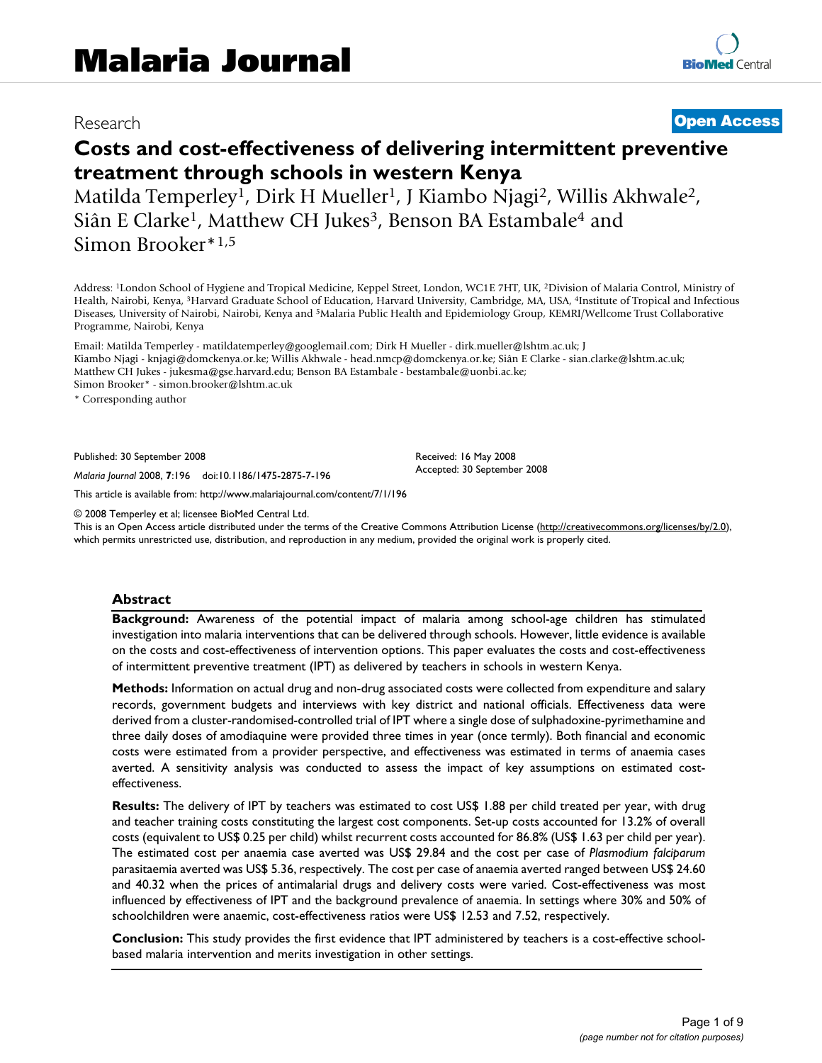# Costs and cost-effectiveness of delivering intermittent preventive treatment through schools in western Kenya

Research | Open Access

Matilda Temperley[1], Dirk H Mueller[1], J Kiambo Njagi[2], Willis Akhwale[2], Siân E Clarke[1], Matthew CH Jukes[3], Benson BA Estambale[4] and Simon Brooker*[1,5]

Address: [1]London School of Hygiene and Tropical Medicine, Keppel Street, London, WC1E 7HT, UK, [2]Division of Malaria Control, Ministry of Health, Nairobi, Kenya, [3]Harvard Graduate School of Education, Harvard University, Cambridge, MA, USA, [4]Institute of Tropical and Infectious Diseases, University of Nairobi, Nairobi, Kenya and [5]Malaria Public Health and Epidemiology Group, KEMRI/Wellcome Trust Collaborative Programme, Nairobi, Kenya

Email: Matilda Temperley - matildatemperley@googlemail.com; Dirk H Mueller - dirk.mueller@lshtm.ac.uk; J Kiambo Njagi - knjagi@domckenya.or.ke; Willis Akhwale - head.nmcp@domckenya.or.ke; Siân E Clarke - sian.clarke@lshtm.ac.uk; Matthew CH Jukes - jukesma@gse.harvard.edu; Benson BA Estambale - bestambale@uonbi.ac.ke; Simon Brooker* - simon.brooker@lshtm.ac.uk

* Corresponding author

Published: 30 September 2008

*Malaria Journal* 2008, **7**:196 doi:10.1186/1475-2875-7-196

Received: 16 May 2008

Accepted: 30 September 2008

This article is available from: http://www.malariajournal.com/content/7/1/196

© 2008 Temperley et al; licensee BioMed Central Ltd.

This is an Open Access article distributed under the terms of the Creative Commons Attribution License (http://creativecommons.org/licenses/by/2.0), which permits unrestricted use, distribution, and reproduction in any medium, provided the original work is properly cited.

## Abstract

**Background:** Awareness of the potential impact of malaria among school-age children has stimulated investigation into malaria interventions that can be delivered through schools. However, little evidence is available on the costs and cost-effectiveness of intervention options. This paper evaluates the costs and cost-effectiveness of intermittent preventive treatment (IPT) as delivered by teachers in schools in western Kenya.

**Methods:** Information on actual drug and non-drug associated costs were collected from expenditure and salary records, government budgets and interviews with key district and national officials. Effectiveness data were derived from a cluster-randomised-controlled trial of IPT where a single dose of sulphadoxine-pyrimethamine and three daily doses of amodiaquine were provided three times in year (once termly). Both financial and economic costs were estimated from a provider perspective, and effectiveness was estimated in terms of anaemia cases averted. A sensitivity analysis was conducted to assess the impact of key assumptions on estimated cost-effectiveness.

**Results:** The delivery of IPT by teachers was estimated to cost US$ 1.88 per child treated per year, with drug and teacher training costs constituting the largest cost components. Set-up costs accounted for 13.2% of overall costs (equivalent to US$ 0.25 per child) whilst recurrent costs accounted for 86.8% (US$ 1.63 per child per year). The estimated cost per anaemia case averted was US$ 29.84 and the cost per case of *Plasmodium falciparum* parasitaemia averted was US$ 5.36, respectively. The cost per case of anaemia averted ranged between US$ 24.60 and 40.32 when the prices of antimalarial drugs and delivery costs were varied. Cost-effectiveness was most influenced by effectiveness of IPT and the background prevalence of anaemia. In settings where 30% and 50% of schoolchildren were anaemic, cost-effectiveness ratios were US$ 12.53 and 7.52, respectively.

**Conclusion:** This study provides the first evidence that IPT administered by teachers is a cost-effective school-based malaria intervention and merits investigation in other settings.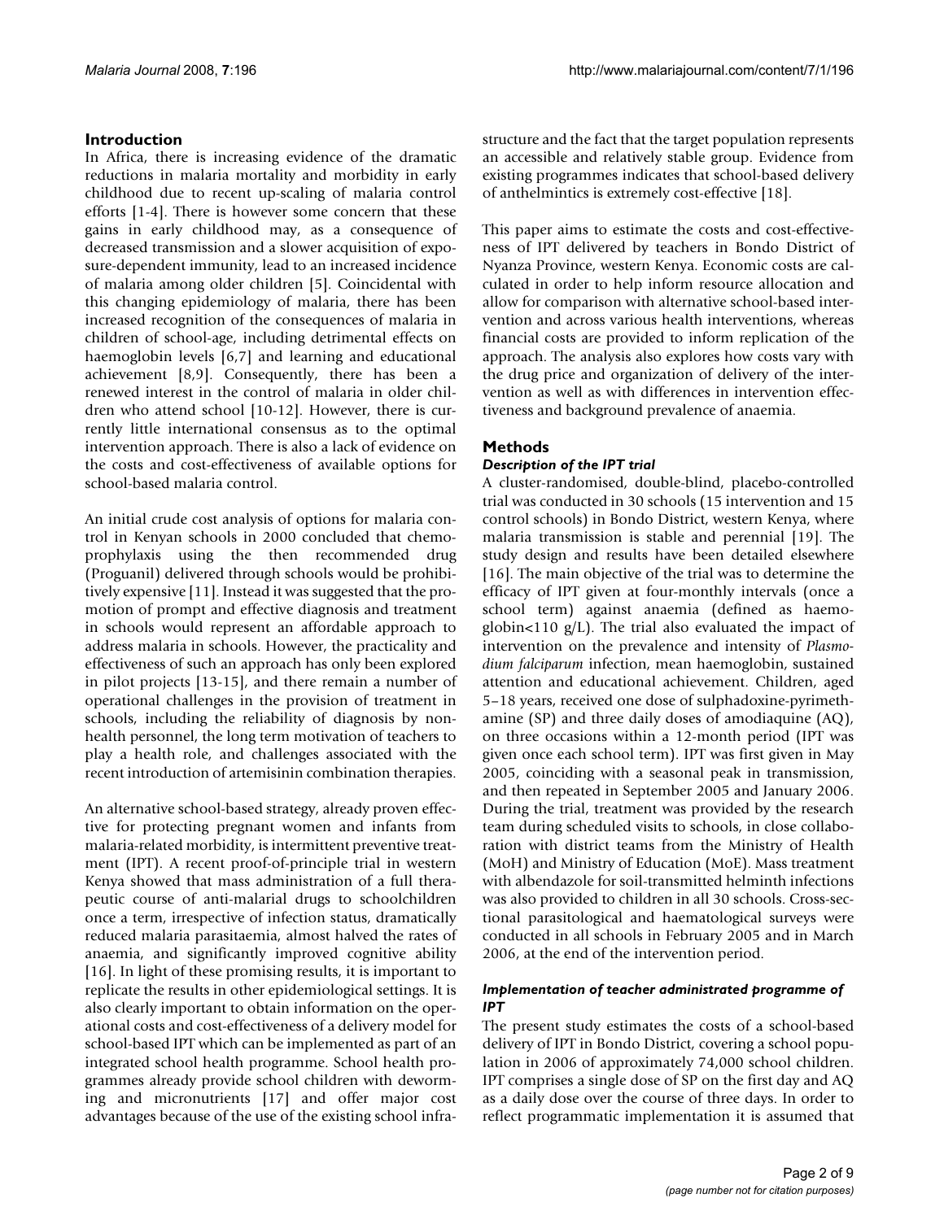## Introduction

In Africa, there is increasing evidence of the dramatic reductions in malaria mortality and morbidity in early childhood due to recent up-scaling of malaria control efforts [1-4]. There is however some concern that these gains in early childhood may, as a consequence of decreased transmission and a slower acquisition of exposure-dependent immunity, lead to an increased incidence of malaria among older children [5]. Coincidental with this changing epidemiology of malaria, there has been increased recognition of the consequences of malaria in children of school-age, including detrimental effects on haemoglobin levels [6,7] and learning and educational achievement [8,9]. Consequently, there has been a renewed interest in the control of malaria in older children who attend school [10-12]. However, there is currently little international consensus as to the optimal intervention approach. There is also a lack of evidence on the costs and cost-effectiveness of available options for school-based malaria control.

An initial crude cost analysis of options for malaria control in Kenyan schools in 2000 concluded that chemoprophylaxis using the then recommended drug (Proguanil) delivered through schools would be prohibitively expensive [11]. Instead it was suggested that the promotion of prompt and effective diagnosis and treatment in schools would represent an affordable approach to address malaria in schools. However, the practicality and effectiveness of such an approach has only been explored in pilot projects [13-15], and there remain a number of operational challenges in the provision of treatment in schools, including the reliability of diagnosis by non-health personnel, the long term motivation of teachers to play a health role, and challenges associated with the recent introduction of artemisinin combination therapies.

An alternative school-based strategy, already proven effective for protecting pregnant women and infants from malaria-related morbidity, is intermittent preventive treatment (IPT). A recent proof-of-principle trial in western Kenya showed that mass administration of a full therapeutic course of anti-malarial drugs to schoolchildren once a term, irrespective of infection status, dramatically reduced malaria parasitaemia, almost halved the rates of anaemia, and significantly improved cognitive ability [16]. In light of these promising results, it is important to replicate the results in other epidemiological settings. It is also clearly important to obtain information on the operational costs and cost-effectiveness of a delivery model for school-based IPT which can be implemented as part of an integrated school health programme. School health programmes already provide school children with deworming and micronutrients [17] and offer major cost advantages because of the use of the existing school infrastructure and the fact that the target population represents an accessible and relatively stable group. Evidence from existing programmes indicates that school-based delivery of anthelmintics is extremely cost-effective [18].

This paper aims to estimate the costs and cost-effectiveness of IPT delivered by teachers in Bondo District of Nyanza Province, western Kenya. Economic costs are calculated in order to help inform resource allocation and allow for comparison with alternative school-based intervention and across various health interventions, whereas financial costs are provided to inform replication of the approach. The analysis also explores how costs vary with the drug price and organization of delivery of the intervention as well as with differences in intervention effectiveness and background prevalence of anaemia.

## Methods

### *Description of the IPT trial*

A cluster-randomised, double-blind, placebo-controlled trial was conducted in 30 schools (15 intervention and 15 control schools) in Bondo District, western Kenya, where malaria transmission is stable and perennial [19]. The study design and results have been detailed elsewhere [16]. The main objective of the trial was to determine the efficacy of IPT given at four-monthly intervals (once a school term) against anaemia (defined as haemoglobin<110 g/L). The trial also evaluated the impact of intervention on the prevalence and intensity of *Plasmodium falciparum* infection, mean haemoglobin, sustained attention and educational achievement. Children, aged 5–18 years, received one dose of sulphadoxine-pyrimethamine (SP) and three daily doses of amodiaquine (AQ), on three occasions within a 12-month period (IPT was given once each school term). IPT was first given in May 2005, coinciding with a seasonal peak in transmission, and then repeated in September 2005 and January 2006. During the trial, treatment was provided by the research team during scheduled visits to schools, in close collaboration with district teams from the Ministry of Health (MoH) and Ministry of Education (MoE). Mass treatment with albendazole for soil-transmitted helminth infections was also provided to children in all 30 schools. Cross-sectional parasitological and haematological surveys were conducted in all schools in February 2005 and in March 2006, at the end of the intervention period.

### *Implementation of teacher administrated programme of IPT*

The present study estimates the costs of a school-based delivery of IPT in Bondo District, covering a school population in 2006 of approximately 74,000 school children. IPT comprises a single dose of SP on the first day and AQ as a daily dose over the course of three days. In order to reflect programmatic implementation it is assumed that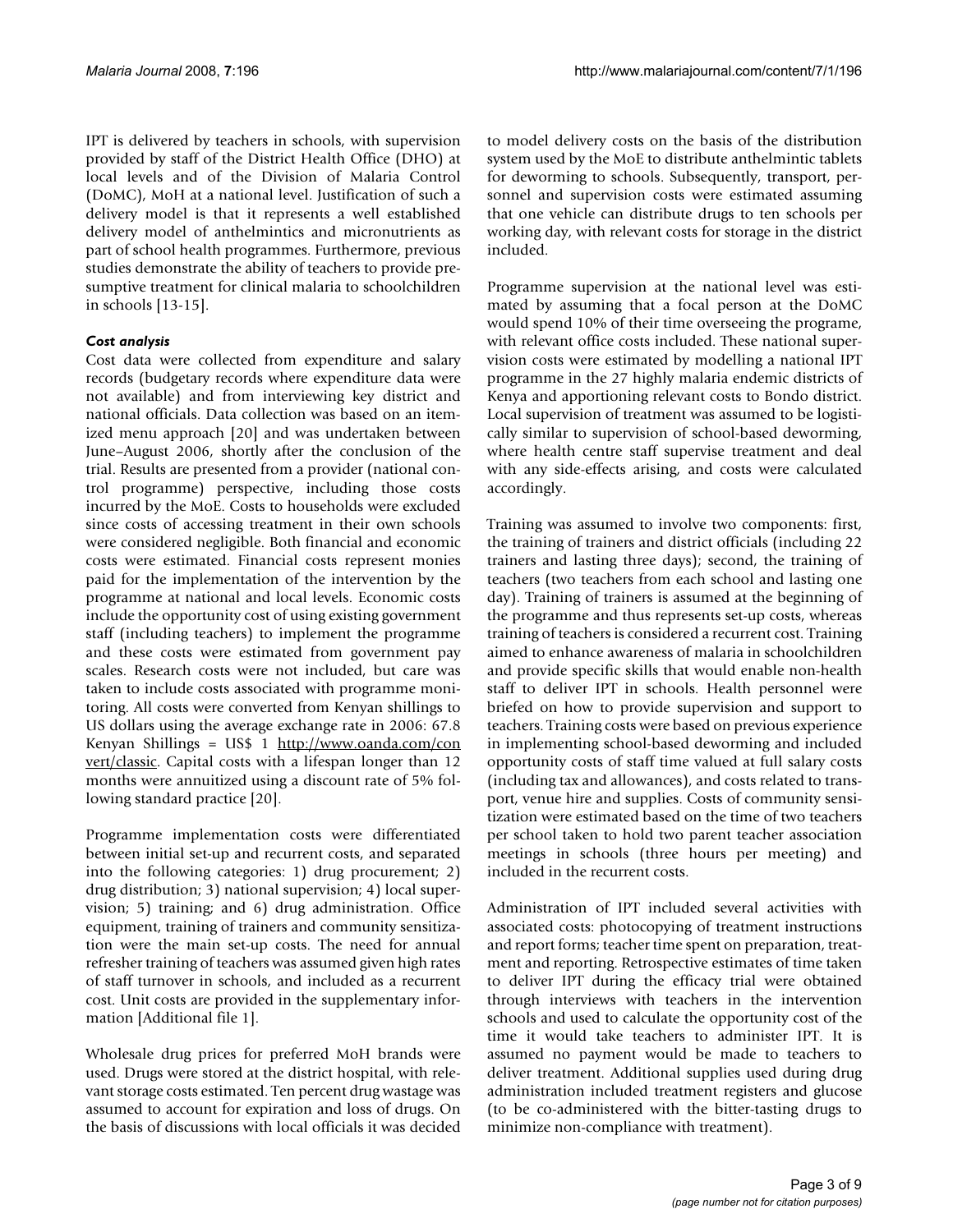IPT is delivered by teachers in schools, with supervision provided by staff of the District Health Office (DHO) at local levels and of the Division of Malaria Control (DoMC), MoH at a national level. Justification of such a delivery model is that it represents a well established delivery model of anthelmintics and micronutrients as part of school health programmes. Furthermore, previous studies demonstrate the ability of teachers to provide presumptive treatment for clinical malaria to schoolchildren in schools [13-15].

### Cost analysis

Cost data were collected from expenditure and salary records (budgetary records where expenditure data were not available) and from interviewing key district and national officials. Data collection was based on an itemized menu approach [20] and was undertaken between June–August 2006, shortly after the conclusion of the trial. Results are presented from a provider (national control programme) perspective, including those costs incurred by the MoE. Costs to households were excluded since costs of accessing treatment in their own schools were considered negligible. Both financial and economic costs were estimated. Financial costs represent monies paid for the implementation of the intervention by the programme at national and local levels. Economic costs include the opportunity cost of using existing government staff (including teachers) to implement the programme and these costs were estimated from government pay scales. Research costs were not included, but care was taken to include costs associated with programme monitoring. All costs were converted from Kenyan shillings to US dollars using the average exchange rate in 2006: 67.8 Kenyan Shillings = US$ 1 http://www.oanda.com/convert/classic. Capital costs with a lifespan longer than 12 months were annuitized using a discount rate of 5% following standard practice [20].

Programme implementation costs were differentiated between initial set-up and recurrent costs, and separated into the following categories: 1) drug procurement; 2) drug distribution; 3) national supervision; 4) local supervision; 5) training; and 6) drug administration. Office equipment, training of trainers and community sensitization were the main set-up costs. The need for annual refresher training of teachers was assumed given high rates of staff turnover in schools, and included as a recurrent cost. Unit costs are provided in the supplementary information [Additional file 1].

Wholesale drug prices for preferred MoH brands were used. Drugs were stored at the district hospital, with relevant storage costs estimated. Ten percent drug wastage was assumed to account for expiration and loss of drugs. On the basis of discussions with local officials it was decided to model delivery costs on the basis of the distribution system used by the MoE to distribute anthelmintic tablets for deworming to schools. Subsequently, transport, personnel and supervision costs were estimated assuming that one vehicle can distribute drugs to ten schools per working day, with relevant costs for storage in the district included.

Programme supervision at the national level was estimated by assuming that a focal person at the DoMC would spend 10% of their time overseeing the programe, with relevant office costs included. These national supervision costs were estimated by modelling a national IPT programme in the 27 highly malaria endemic districts of Kenya and apportioning relevant costs to Bondo district. Local supervision of treatment was assumed to be logistically similar to supervision of school-based deworming, where health centre staff supervise treatment and deal with any side-effects arising, and costs were calculated accordingly.

Training was assumed to involve two components: first, the training of trainers and district officials (including 22 trainers and lasting three days); second, the training of teachers (two teachers from each school and lasting one day). Training of trainers is assumed at the beginning of the programme and thus represents set-up costs, whereas training of teachers is considered a recurrent cost. Training aimed to enhance awareness of malaria in schoolchildren and provide specific skills that would enable non-health staff to deliver IPT in schools. Health personnel were briefed on how to provide supervision and support to teachers. Training costs were based on previous experience in implementing school-based deworming and included opportunity costs of staff time valued at full salary costs (including tax and allowances), and costs related to transport, venue hire and supplies. Costs of community sensitization were estimated based on the time of two teachers per school taken to hold two parent teacher association meetings in schools (three hours per meeting) and included in the recurrent costs.

Administration of IPT included several activities with associated costs: photocopying of treatment instructions and report forms; teacher time spent on preparation, treatment and reporting. Retrospective estimates of time taken to deliver IPT during the efficacy trial were obtained through interviews with teachers in the intervention schools and used to calculate the opportunity cost of the time it would take teachers to administer IPT. It is assumed no payment would be made to teachers to deliver treatment. Additional supplies used during drug administration included treatment registers and glucose (to be co-administered with the bitter-tasting drugs to minimize non-compliance with treatment).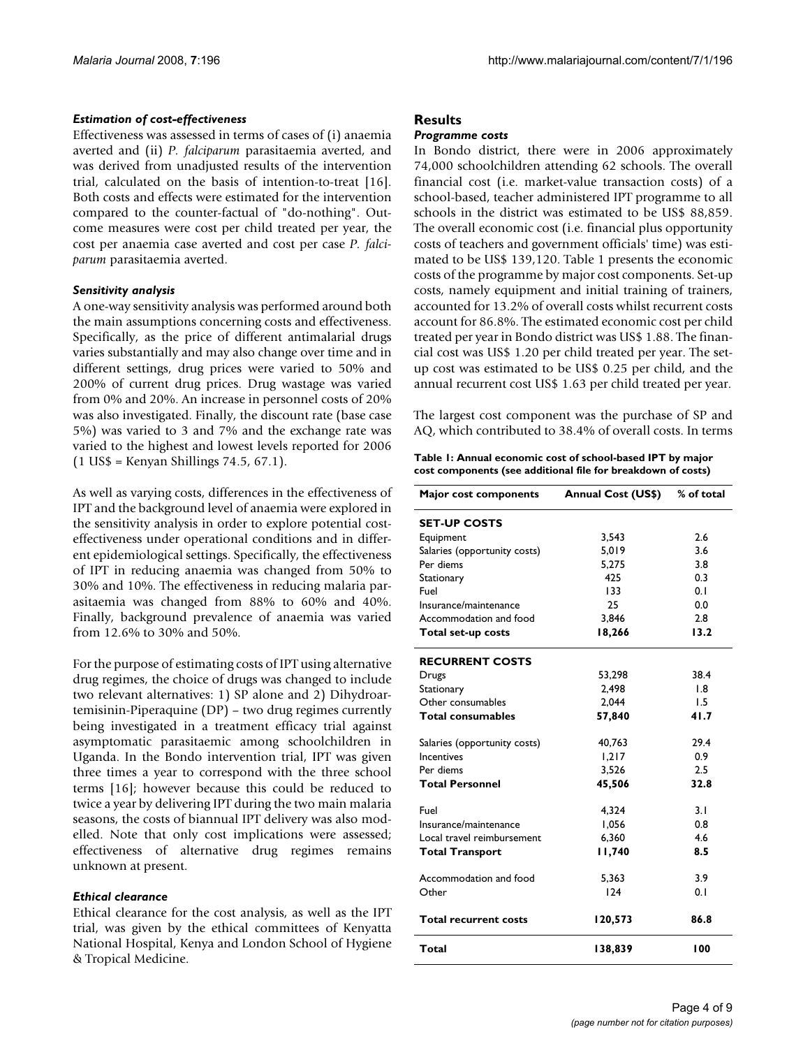### *Estimation of cost-effectiveness*

Effectiveness was assessed in terms of cases of (i) anaemia averted and (ii) *P. falciparum* parasitaemia averted, and was derived from unadjusted results of the intervention trial, calculated on the basis of intention-to-treat [16]. Both costs and effects were estimated for the intervention compared to the counter-factual of "do-nothing". Outcome measures were cost per child treated per year, the cost per anaemia case averted and cost per case *P. falciparum* parasitaemia averted.

### *Sensitivity analysis*

A one-way sensitivity analysis was performed around both the main assumptions concerning costs and effectiveness. Specifically, as the price of different antimalarial drugs varies substantially and may also change over time and in different settings, drug prices were varied to 50% and 200% of current drug prices. Drug wastage was varied from 0% and 20%. An increase in personnel costs of 20% was also investigated. Finally, the discount rate (base case 5%) was varied to 3 and 7% and the exchange rate was varied to the highest and lowest levels reported for 2006 (1 US$ = Kenyan Shillings 74.5, 67.1).

As well as varying costs, differences in the effectiveness of IPT and the background level of anaemia were explored in the sensitivity analysis in order to explore potential cost-effectiveness under operational conditions and in different epidemiological settings. Specifically, the effectiveness of IPT in reducing anaemia was changed from 50% to 30% and 10%. The effectiveness in reducing malaria parasitaemia was changed from 88% to 60% and 40%. Finally, background prevalence of anaemia was varied from 12.6% to 30% and 50%.

For the purpose of estimating costs of IPT using alternative drug regimes, the choice of drugs was changed to include two relevant alternatives: 1) SP alone and 2) Dihydroartemisinin-Piperaquine (DP) – two drug regimes currently being investigated in a treatment efficacy trial against asymptomatic parasitaemic among schoolchildren in Uganda. In the Bondo intervention trial, IPT was given three times a year to correspond with the three school terms [16]; however because this could be reduced to twice a year by delivering IPT during the two main malaria seasons, the costs of biannual IPT delivery was also modelled. Note that only cost implications were assessed; effectiveness of alternative drug regimes remains unknown at present.

### *Ethical clearance*

Ethical clearance for the cost analysis, as well as the IPT trial, was given by the ethical committees of Kenyatta National Hospital, Kenya and London School of Hygiene & Tropical Medicine.

## Results

### *Programme costs*

In Bondo district, there were in 2006 approximately 74,000 schoolchildren attending 62 schools. The overall financial cost (i.e. market-value transaction costs) of a school-based, teacher administered IPT programme to all schools in the district was estimated to be US$ 88,859. The overall economic cost (i.e. financial plus opportunity costs of teachers and government officials' time) was estimated to be US$ 139,120. Table 1 presents the economic costs of the programme by major cost components. Set-up costs, namely equipment and initial training of trainers, accounted for 13.2% of overall costs whilst recurrent costs account for 86.8%. The estimated economic cost per child treated per year in Bondo district was US$ 1.88. The financial cost was US$ 1.20 per child treated per year. The set-up cost was estimated to be US$ 0.25 per child, and the annual recurrent cost US$ 1.63 per child treated per year.

The largest cost component was the purchase of SP and AQ, which contributed to 38.4% of overall costs. In terms

**Table 1: Annual economic cost of school-based IPT by major cost components (see additional file for breakdown of costs)**

| Major cost components | Annual Cost (US$) | % of total |
|---|---|---|
| **SET-UP COSTS** | | |
| Equipment | 3,543 | 2.6 |
| Salaries (opportunity costs) | 5,019 | 3.6 |
| Per diems | 5,275 | 3.8 |
| Stationary | 425 | 0.3 |
| Fuel | 133 | 0.1 |
| Insurance/maintenance | 25 | 0.0 |
| Accommodation and food | 3,846 | 2.8 |
| **Total set-up costs** | **18,266** | **13.2** |
| **RECURRENT COSTS** | | |
| Drugs | 53,298 | 38.4 |
| Stationary | 2,498 | 1.8 |
| Other consumables | 2,044 | 1.5 |
| **Total consumables** | **57,840** | **41.7** |
| Salaries (opportunity costs) | 40,763 | 29.4 |
| Incentives | 1,217 | 0.9 |
| Per diems | 3,526 | 2.5 |
| **Total Personnel** | **45,506** | **32.8** |
| Fuel | 4,324 | 3.1 |
| Insurance/maintenance | 1,056 | 0.8 |
| Local travel reimbursement | 6,360 | 4.6 |
| **Total Transport** | **11,740** | **8.5** |
| Accommodation and food | 5,363 | 3.9 |
| Other | 124 | 0.1 |
| **Total recurrent costs** | **120,573** | **86.8** |
| **Total** | **138,839** | **100** |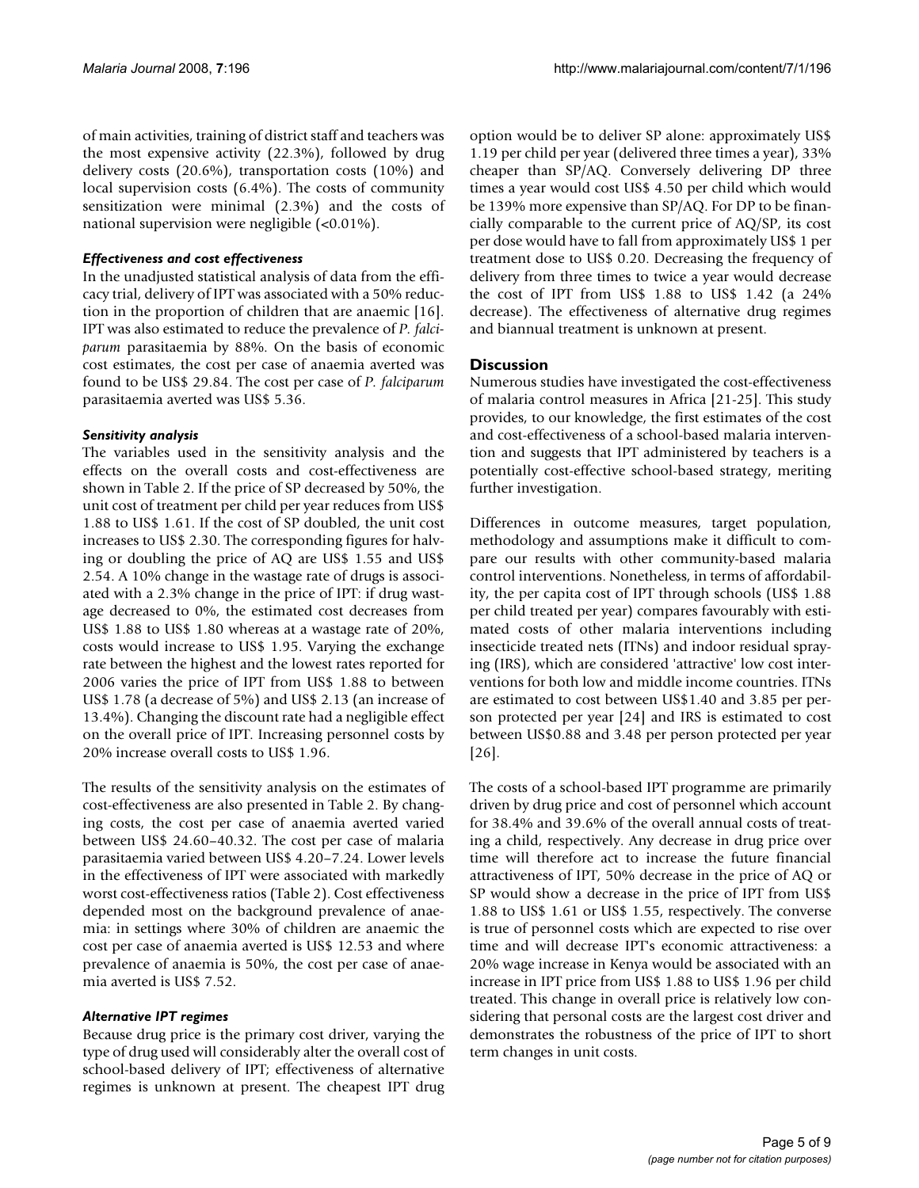of main activities, training of district staff and teachers was the most expensive activity (22.3%), followed by drug delivery costs (20.6%), transportation costs (10%) and local supervision costs (6.4%). The costs of community sensitization were minimal (2.3%) and the costs of national supervision were negligible (<0.01%).

#### *Effectiveness and cost effectiveness*

In the unadjusted statistical analysis of data from the efficacy trial, delivery of IPT was associated with a 50% reduction in the proportion of children that are anaemic [16]. IPT was also estimated to reduce the prevalence of *P. falciparum* parasitaemia by 88%. On the basis of economic cost estimates, the cost per case of anaemia averted was found to be US$ 29.84. The cost per case of *P. falciparum* parasitaemia averted was US$ 5.36.

#### *Sensitivity analysis*

The variables used in the sensitivity analysis and the effects on the overall costs and cost-effectiveness are shown in Table 2. If the price of SP decreased by 50%, the unit cost of treatment per child per year reduces from US$ 1.88 to US$ 1.61. If the cost of SP doubled, the unit cost increases to US$ 2.30. The corresponding figures for halving or doubling the price of AQ are US$ 1.55 and US$ 2.54. A 10% change in the wastage rate of drugs is associated with a 2.3% change in the price of IPT: if drug wastage decreased to 0%, the estimated cost decreases from US$ 1.88 to US$ 1.80 whereas at a wastage rate of 20%, costs would increase to US$ 1.95. Varying the exchange rate between the highest and the lowest rates reported for 2006 varies the price of IPT from US$ 1.88 to between US$ 1.78 (a decrease of 5%) and US$ 2.13 (an increase of 13.4%). Changing the discount rate had a negligible effect on the overall price of IPT. Increasing personnel costs by 20% increase overall costs to US$ 1.96.

The results of the sensitivity analysis on the estimates of cost-effectiveness are also presented in Table 2. By changing costs, the cost per case of anaemia averted varied between US$ 24.60–40.32. The cost per case of malaria parasitaemia varied between US$ 4.20–7.24. Lower levels in the effectiveness of IPT were associated with markedly worst cost-effectiveness ratios (Table 2). Cost effectiveness depended most on the background prevalence of anaemia: in settings where 30% of children are anaemic the cost per case of anaemia averted is US$ 12.53 and where prevalence of anaemia is 50%, the cost per case of anaemia averted is US$ 7.52.

#### *Alternative IPT regimes*

Because drug price is the primary cost driver, varying the type of drug used will considerably alter the overall cost of school-based delivery of IPT; effectiveness of alternative regimes is unknown at present. The cheapest IPT drug option would be to deliver SP alone: approximately US$ 1.19 per child per year (delivered three times a year), 33% cheaper than SP/AQ. Conversely delivering DP three times a year would cost US$ 4.50 per child which would be 139% more expensive than SP/AQ. For DP to be financially comparable to the current price of AQ/SP, its cost per dose would have to fall from approximately US$ 1 per treatment dose to US$ 0.20. Decreasing the frequency of delivery from three times to twice a year would decrease the cost of IPT from US$ 1.88 to US$ 1.42 (a 24% decrease). The effectiveness of alternative drug regimes and biannual treatment is unknown at present.

### Discussion

Numerous studies have investigated the cost-effectiveness of malaria control measures in Africa [21-25]. This study provides, to our knowledge, the first estimates of the cost and cost-effectiveness of a school-based malaria intervention and suggests that IPT administered by teachers is a potentially cost-effective school-based strategy, meriting further investigation.

Differences in outcome measures, target population, methodology and assumptions make it difficult to compare our results with other community-based malaria control interventions. Nonetheless, in terms of affordability, the per capita cost of IPT through schools (US$ 1.88 per child treated per year) compares favourably with estimated costs of other malaria interventions including insecticide treated nets (ITNs) and indoor residual spraying (IRS), which are considered 'attractive' low cost interventions for both low and middle income countries. ITNs are estimated to cost between US$1.40 and 3.85 per person protected per year [24] and IRS is estimated to cost between US$0.88 and 3.48 per person protected per year [26].

The costs of a school-based IPT programme are primarily driven by drug price and cost of personnel which account for 38.4% and 39.6% of the overall annual costs of treating a child, respectively. Any decrease in drug price over time will therefore act to increase the future financial attractiveness of IPT, 50% decrease in the price of AQ or SP would show a decrease in the price of IPT from US$ 1.88 to US$ 1.61 or US$ 1.55, respectively. The converse is true of personnel costs which are expected to rise over time and will decrease IPT's economic attractiveness: a 20% wage increase in Kenya would be associated with an increase in IPT price from US$ 1.88 to US$ 1.96 per child treated. This change in overall price is relatively low considering that personal costs are the largest cost driver and demonstrates the robustness of the price of IPT to short term changes in unit costs.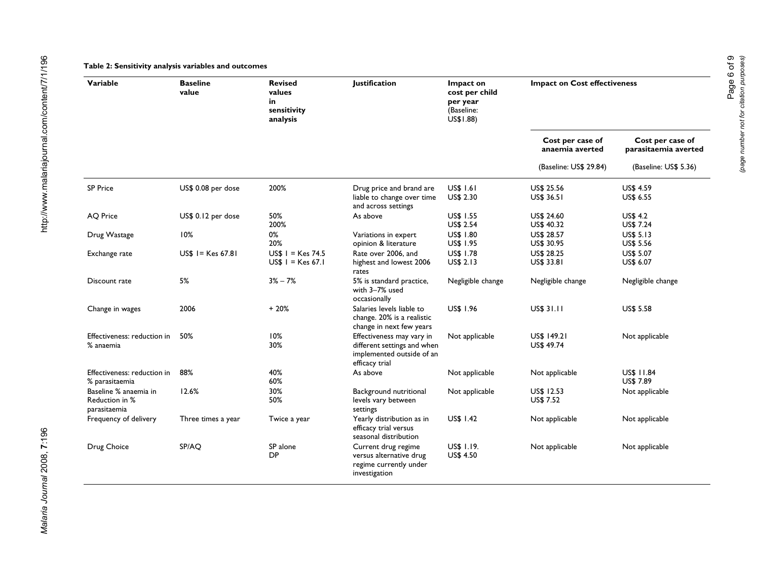**Table 2: Sensitivity analysis variables and outcomes**

| Variable | Baseline value | Revised values in sensitivity analysis | Justification | Impact on cost per child per year (Baseline: US$1.88) | Impact on Cost effectiveness | |
|---|---|---|---|---|---|---|
| | | | | | Cost per case of anaemia averted (Baseline: US$ 29.84) | Cost per case of parasitaemia averted (Baseline: US$ 5.36) |
| SP Price | US$ 0.08 per dose | 200% | Drug price and brand are liable to change over time and across settings | US$ 1.61<br>US$ 2.30 | US$ 25.56<br>US$ 36.51 | US$ 4.59<br>US$ 6.55 |
| AQ Price | US$ 0.12 per dose | 50%<br>200% | As above | US$ 1.55<br>US$ 2.54 | US$ 24.60<br>US$ 40.32 | US$ 4.2<br>US$ 7.24 |
| Drug Wastage | 10% | 0%<br>20% | Variations in expert opinion & literature | US$ 1.80<br>US$ 1.95 | US$ 28.57<br>US$ 30.95 | US$ 5.13<br>US$ 5.56 |
| Exchange rate | US$ 1= Kes 67.81 | US$ 1 = Kes 74.5<br>US$ 1 = Kes 67.1 | Rate over 2006, and highest and lowest 2006 rates | US$ 1.78<br>US$ 2.13 | US$ 28.25<br>US$ 33.81 | US$ 5.07<br>US$ 6.07 |
| Discount rate | 5% | 3% – 7% | 5% is standard practice, with 3–7% used occasionally | Negligible change | Negligible change | Negligible change |
| Change in wages | 2006 | + 20% | Salaries levels liable to change. 20% is a realistic change in next few years | US$ 1.96 | US$ 31.11 | US$ 5.58 |
| Effectiveness: reduction in % anaemia | 50% | 10%<br>30% | Effectiveness may vary in different settings and when implemented outside of an efficacy trial | Not applicable | US$ 149.21<br>US$ 49.74 | Not applicable |
| Effectiveness: reduction in % parasitaemia | 88% | 40%<br>60% | As above | Not applicable | Not applicable | US$ 11.84<br>US$ 7.89 |
| Baseline % anaemia in Reduction in % parasitaemia | 12.6% | 30%<br>50% | Background nutritional levels vary between settings | Not applicable | US$ 12.53<br>US$ 7.52 | Not applicable |
| Frequency of delivery | Three times a year | Twice a year | Yearly distribution as in efficacy trial versus seasonal distribution | US$ 1.42 | Not applicable | Not applicable |
| Drug Choice | SP/AQ | SP alone<br>DP | Current drug regime versus alternative drug regime currently under investigation | US$ 1.19.<br>US$ 4.50 | Not applicable | Not applicable |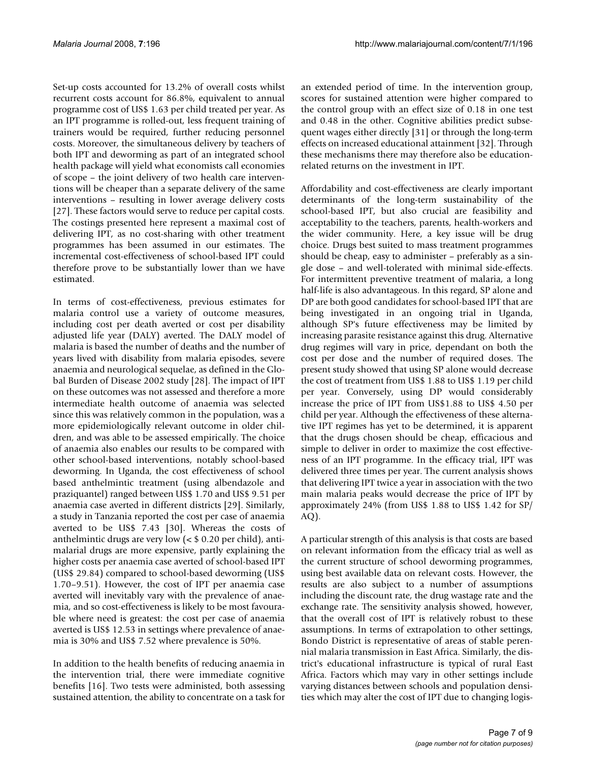Set-up costs accounted for 13.2% of overall costs whilst recurrent costs account for 86.8%, equivalent to annual programme cost of US$ 1.63 per child treated per year. As an IPT programme is rolled-out, less frequent training of trainers would be required, further reducing personnel costs. Moreover, the simultaneous delivery by teachers of both IPT and deworming as part of an integrated school health package will yield what economists call economies of scope – the joint delivery of two health care interventions will be cheaper than a separate delivery of the same interventions – resulting in lower average delivery costs [27]. These factors would serve to reduce per capital costs. The costings presented here represent a maximal cost of delivering IPT, as no cost-sharing with other treatment programmes has been assumed in our estimates. The incremental cost-effectiveness of school-based IPT could therefore prove to be substantially lower than we have estimated.

In terms of cost-effectiveness, previous estimates for malaria control use a variety of outcome measures, including cost per death averted or cost per disability adjusted life year (DALY) averted. The DALY model of malaria is based the number of deaths and the number of years lived with disability from malaria episodes, severe anaemia and neurological sequelae, as defined in the Global Burden of Disease 2002 study [28]. The impact of IPT on these outcomes was not assessed and therefore a more intermediate health outcome of anaemia was selected since this was relatively common in the population, was a more epidemiologically relevant outcome in older children, and was able to be assessed empirically. The choice of anaemia also enables our results to be compared with other school-based interventions, notably school-based deworming. In Uganda, the cost effectiveness of school based anthelmintic treatment (using albendazole and praziquantel) ranged between US$ 1.70 and US$ 9.51 per anaemia case averted in different districts [29]. Similarly, a study in Tanzania reported the cost per case of anaemia averted to be US$ 7.43 [30]. Whereas the costs of anthelmintic drugs are very low (< $ 0.20 per child), antimalarial drugs are more expensive, partly explaining the higher costs per anaemia case averted of school-based IPT (US$ 29.84) compared to school-based deworming (US$ 1.70–9.51). However, the cost of IPT per anaemia case averted will inevitably vary with the prevalence of anaemia, and so cost-effectiveness is likely to be most favourable where need is greatest: the cost per case of anaemia averted is US$ 12.53 in settings where prevalence of anaemia is 30% and US$ 7.52 where prevalence is 50%.

In addition to the health benefits of reducing anaemia in the intervention trial, there were immediate cognitive benefits [16]. Two tests were administed, both assessing sustained attention, the ability to concentrate on a task for an extended period of time. In the intervention group, scores for sustained attention were higher compared to the control group with an effect size of 0.18 in one test and 0.48 in the other. Cognitive abilities predict subsequent wages either directly [31] or through the long-term effects on increased educational attainment [32]. Through these mechanisms there may therefore also be education-related returns on the investment in IPT.

Affordability and cost-effectiveness are clearly important determinants of the long-term sustainability of the school-based IPT, but also crucial are feasibility and acceptability to the teachers, parents, health-workers and the wider community. Here, a key issue will be drug choice. Drugs best suited to mass treatment programmes should be cheap, easy to administer – preferably as a single dose – and well-tolerated with minimal side-effects. For intermittent preventive treatment of malaria, a long half-life is also advantageous. In this regard, SP alone and DP are both good candidates for school-based IPT that are being investigated in an ongoing trial in Uganda, although SP's future effectiveness may be limited by increasing parasite resistance against this drug. Alternative drug regimes will vary in price, dependant on both the cost per dose and the number of required doses. The present study showed that using SP alone would decrease the cost of treatment from US$ 1.88 to US$ 1.19 per child per year. Conversely, using DP would considerably increase the price of IPT from US$1.88 to US$ 4.50 per child per year. Although the effectiveness of these alternative IPT regimes has yet to be determined, it is apparent that the drugs chosen should be cheap, efficacious and simple to deliver in order to maximize the cost effectiveness of an IPT programme. In the efficacy trial, IPT was delivered three times per year. The current analysis shows that delivering IPT twice a year in association with the two main malaria peaks would decrease the price of IPT by approximately 24% (from US$ 1.88 to US$ 1.42 for SP/AQ).

A particular strength of this analysis is that costs are based on relevant information from the efficacy trial as well as the current structure of school deworming programmes, using best available data on relevant costs. However, the results are also subject to a number of assumptions including the discount rate, the drug wastage rate and the exchange rate. The sensitivity analysis showed, however, that the overall cost of IPT is relatively robust to these assumptions. In terms of extrapolation to other settings, Bondo District is representative of areas of stable perennial malaria transmission in East Africa. Similarly, the district's educational infrastructure is typical of rural East Africa. Factors which may vary in other settings include varying distances between schools and population densities which may alter the cost of IPT due to changing logis-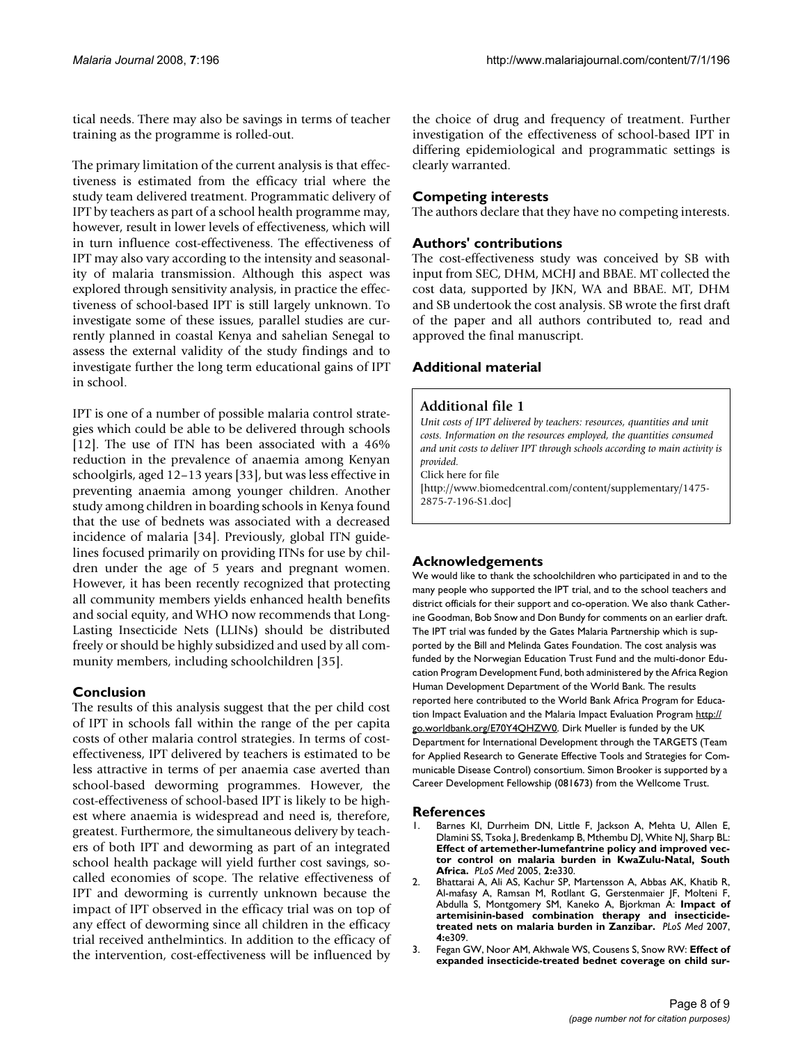tical needs. There may also be savings in terms of teacher training as the programme is rolled-out.

The primary limitation of the current analysis is that effectiveness is estimated from the efficacy trial where the study team delivered treatment. Programmatic delivery of IPT by teachers as part of a school health programme may, however, result in lower levels of effectiveness, which will in turn influence cost-effectiveness. The effectiveness of IPT may also vary according to the intensity and seasonality of malaria transmission. Although this aspect was explored through sensitivity analysis, in practice the effectiveness of school-based IPT is still largely unknown. To investigate some of these issues, parallel studies are currently planned in coastal Kenya and sahelian Senegal to assess the external validity of the study findings and to investigate further the long term educational gains of IPT in school.

IPT is one of a number of possible malaria control strategies which could be able to be delivered through schools [12]. The use of ITN has been associated with a 46% reduction in the prevalence of anaemia among Kenyan schoolgirls, aged 12–13 years [33], but was less effective in preventing anaemia among younger children. Another study among children in boarding schools in Kenya found that the use of bednets was associated with a decreased incidence of malaria [34]. Previously, global ITN guidelines focused primarily on providing ITNs for use by children under the age of 5 years and pregnant women. However, it has been recently recognized that protecting all community members yields enhanced health benefits and social equity, and WHO now recommends that Long-Lasting Insecticide Nets (LLINs) should be distributed freely or should be highly subsidized and used by all community members, including schoolchildren [35].

## Conclusion

The results of this analysis suggest that the per child cost of IPT in schools fall within the range of the per capita costs of other malaria control strategies. In terms of cost-effectiveness, IPT delivered by teachers is estimated to be less attractive in terms of per anaemia case averted than school-based deworming programmes. However, the cost-effectiveness of school-based IPT is likely to be highest where anaemia is widespread and need is, therefore, greatest. Furthermore, the simultaneous delivery by teachers of both IPT and deworming as part of an integrated school health package will yield further cost savings, so-called economies of scope. The relative effectiveness of IPT and deworming is currently unknown because the impact of IPT observed in the efficacy trial was on top of any effect of deworming since all children in the efficacy trial received anthelmintics. In addition to the efficacy of the intervention, cost-effectiveness will be influenced by the choice of drug and frequency of treatment. Further investigation of the effectiveness of school-based IPT in differing epidemiological and programmatic settings is clearly warranted.

## Competing interests

The authors declare that they have no competing interests.

## Authors' contributions

The cost-effectiveness study was conceived by SB with input from SEC, DHM, MCHJ and BBAE. MT collected the cost data, supported by JKN, WA and BBAE. MT, DHM and SB undertook the cost analysis. SB wrote the first draft of the paper and all authors contributed to, read and approved the final manuscript.

## Additional material

### Additional file 1

*Unit costs of IPT delivered by teachers: resources, quantities and unit costs. Information on the resources employed, the quantities consumed and unit costs to deliver IPT through schools according to main activity is provided.*

Click here for file

[http://www.biomedcentral.com/content/supplementary/1475-2875-7-196-S1.doc]

## Acknowledgements

We would like to thank the schoolchildren who participated in and to the many people who supported the IPT trial, and to the school teachers and district officials for their support and co-operation. We also thank Catherine Goodman, Bob Snow and Don Bundy for comments on an earlier draft. The IPT trial was funded by the Gates Malaria Partnership which is supported by the Bill and Melinda Gates Foundation. The cost analysis was funded by the Norwegian Education Trust Fund and the multi-donor Education Program Development Fund, both administered by the Africa Region Human Development Department of the World Bank. The results reported here contributed to the World Bank Africa Program for Education Impact Evaluation and the Malaria Impact Evaluation Program http://go.worldbank.org/E70Y4QHZW0. Dirk Mueller is funded by the UK Department for International Development through the TARGETS (Team for Applied Research to Generate Effective Tools and Strategies for Communicable Disease Control) consortium. Simon Brooker is supported by a Career Development Fellowship (081673) from the Wellcome Trust.

## References

1. Barnes KI, Durrheim DN, Little F, Jackson A, Mehta U, Allen E, Dlamini SS, Tsoka J, Bredenkamp B, Mthembu DJ, White NJ, Sharp BL: **Effect of artemether-lumefantrine policy and improved vector control on malaria burden in KwaZulu-Natal, South Africa.** *PLoS Med* 2005, **2:**e330.
2. Bhattarai A, Ali AS, Kachur SP, Martensson A, Abbas AK, Khatib R, Al-mafasy A, Ramsan M, Rotllant G, Gerstenmaier JF, Molteni F, Abdulla S, Montgomery SM, Kaneko A, Bjorkman A: **Impact of artemisinin-based combination therapy and insecticide-treated nets on malaria burden in Zanzibar.** *PLoS Med* 2007, **4:**e309.
3. Fegan GW, Noor AM, Akhwale WS, Cousens S, Snow RW: **Effect of expanded insecticide-treated bednet coverage on child sur-**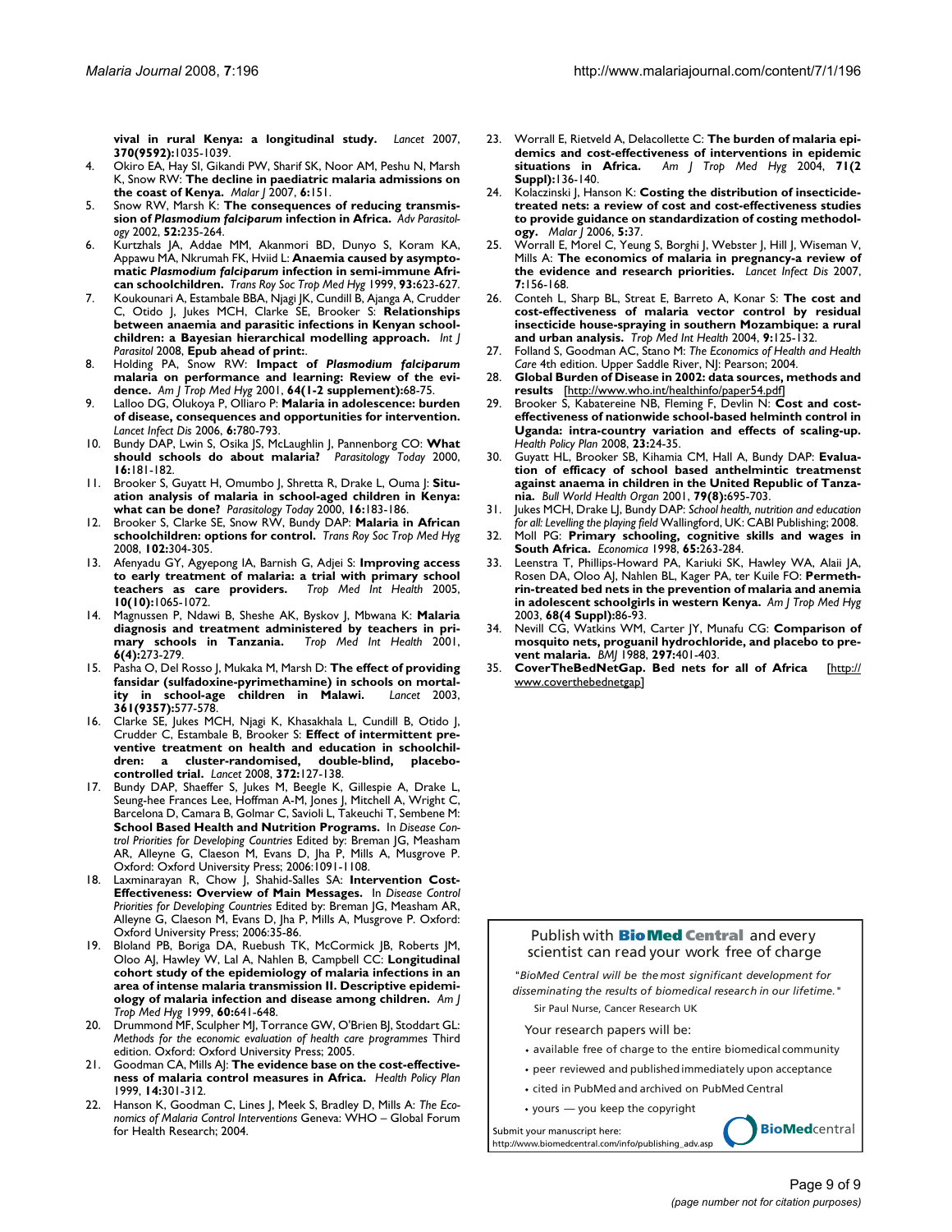vival in rural Kenya: a longitudinal study.** *Lancet* 2007, **370(9592):**1035-1039.

4. Okiro EA, Hay SI, Gikandi PW, Sharif SK, Noor AM, Peshu N, Marsh K, Snow RW: **The decline in paediatric malaria admissions on the coast of Kenya.** *Malar J* 2007, **6:**151.
5. Snow RW, Marsh K: **The consequences of reducing transmission of *Plasmodium falciparum* infection in Africa.** *Adv Parasitology* 2002, **52:**235-264.
6. Kurtzhals JA, Addae MM, Akanmori BD, Dunyo S, Koram KA, Appawu MA, Nkrumah FK, Hviid L: **Anaemia caused by asymptomatic *Plasmodium falciparum* infection in semi-immune African schoolchildren.** *Trans Roy Soc Trop Med Hyg* 1999, **93:**623-627.
7. Koukounari A, Estambale BBA, Njagi JK, Cundill B, Ajanga A, Crudder C, Otido J, Jukes MCH, Clarke SE, Brooker S: **Relationships between anaemia and parasitic infections in Kenyan schoolchildren: a Bayesian hierarchical modelling approach.** *Int J Parasitol* 2008, **Epub ahead of print:**.
8. Holding PA, Snow RW: **Impact of *Plasmodium falciparum* malaria on performance and learning: Review of the evidence.** *Am J Trop Med Hyg* 2001, **64(1-2 supplement):**68-75.
9. Lalloo DG, Olukoya P, Olliaro P: **Malaria in adolescence: burden of disease, consequences and opportunities for intervention.** *Lancet Infect Dis* 2006, **6:**780-793.
10. Bundy DAP, Lwin S, Osika JS, McLaughlin J, Pannenborg CO: **What should schools do about malaria?** *Parasitology Today* 2000, **16:**181-182.
11. Brooker S, Guyatt H, Omumbo J, Shretta R, Drake L, Ouma J: **Situation analysis of malaria in school-aged children in Kenya: what can be done?** *Parasitology Today* 2000, **16:**183-186.
12. Brooker S, Clarke SE, Snow RW, Bundy DAP: **Malaria in African schoolchildren: options for control.** *Trans Roy Soc Trop Med Hyg* 2008, **102:**304-305.
13. Afenyadu GY, Agyepong IA, Barnish G, Adjei S: **Improving access to early treatment of malaria: a trial with primary school teachers as care providers.** *Trop Med Int Health* 2005, **10(10):**1065-1072.
14. Magnussen P, Ndawi B, Sheshe AK, Byskov J, Mbwana K: **Malaria diagnosis and treatment administered by teachers in primary schools in Tanzania.** *Trop Med Int Health* 2001, **6(4):**273-279.
15. Pasha O, Del Rosso J, Mukaka M, Marsh D: **The effect of providing fansidar (sulfadoxine-pyrimethamine) in schools on mortality in school-age children in Malawi.** *Lancet* 2003, **361(9357):**577-578.
16. Clarke SE, Jukes MCH, Njagi K, Khasakhala L, Cundill B, Otido J, Crudder C, Estambale B, Brooker S: **Effect of intermittent preventive treatment on health and education in schoolchildren: a cluster-randomised, double-blind, placebo-controlled trial.** *Lancet* 2008, **372:**127-138.
17. Bundy DAP, Shaeffer S, Jukes M, Beegle K, Gillespie A, Drake L, Seung-hee Frances Lee, Hoffman A-M, Jones J, Mitchell A, Wright C, Barcelona D, Camara B, Golmar C, Savioli L, Takeuchi T, Sembene M: **School Based Health and Nutrition Programs.** In *Disease Control Priorities for Developing Countries* Edited by: Breman JG, Measham AR, Alleyne G, Claeson M, Evans D, Jha P, Mills A, Musgrove P. Oxford: Oxford University Press; 2006:1091-1108.
18. Laxminarayan R, Chow J, Shahid-Salles SA: **Intervention Cost-Effectiveness: Overview of Main Messages.** In *Disease Control Priorities for Developing Countries* Edited by: Breman JG, Measham AR, Alleyne G, Claeson M, Evans D, Jha P, Mills A, Musgrove P. Oxford: Oxford University Press; 2006:35-86.
19. Bloland PB, Boriga DA, Ruebush TK, McCormick JB, Roberts JM, Oloo AJ, Hawley W, Lal A, Nahlen B, Campbell CC: **Longitudinal cohort study of the epidemiology of malaria infections in an area of intense malaria transmission II. Descriptive epidemiology of malaria infection and disease among children.** *Am J Trop Med Hyg* 1999, **60:**641-648.
20. Drummond MF, Sculpher MJ, Torrance GW, O'Brien BJ, Stoddart GL: *Methods for the economic evaluation of health care programmes* Third edition. Oxford: Oxford University Press; 2005.
21. Goodman CA, Mills AJ: **The evidence base on the cost-effectiveness of malaria control measures in Africa.** *Health Policy Plan* 1999, **14:**301-312.
22. Hanson K, Goodman C, Lines J, Meek S, Bradley D, Mills A: *The Economics of Malaria Control Interventions* Geneva: WHO – Global Forum for Health Research; 2004.
23. Worrall E, Rietveld A, Delacollette C: **The burden of malaria epidemics and cost-effectiveness of interventions in epidemic situations in Africa.** *Am J Trop Med Hyg* 2004, **71(2 Suppl):**136-140.
24. Kolaczinski J, Hanson K: **Costing the distribution of insecticide-treated nets: a review of cost and cost-effectiveness studies to provide guidance on standardization of costing methodology.** *Malar J* 2006, **5:**37.
25. Worrall E, Morel C, Yeung S, Borghi J, Webster J, Hill J, Wiseman V, Mills A: **The economics of malaria in pregnancy-a review of the evidence and research priorities.** *Lancet Infect Dis* 2007, **7:**156-168.
26. Conteh L, Sharp BL, Streat E, Barreto A, Konar S: **The cost and cost-effectiveness of malaria vector control by residual insecticide house-spraying in southern Mozambique: a rural and urban analysis.** *Trop Med Int Health* 2004, **9:**125-132.
27. Folland S, Goodman AC, Stano M: *The Economics of Health and Health Care* 4th edition. Upper Saddle River, NJ: Pearson; 2004.
28. **Global Burden of Disease in 2002: data sources, methods and results** [http://www.who.int/healthinfo/paper54.pdf]
29. Brooker S, Kabatereine NB, Fleming F, Devlin N: **Cost and cost-effectiveness of nationwide school-based helminth control in Uganda: intra-country variation and effects of scaling-up.** *Health Policy Plan* 2008, **23:**24-35.
30. Guyatt HL, Brooker SB, Kihamia CM, Hall A, Bundy DAP: **Evaluation of efficacy of school based anthelmintic treatmenst against anaemia in children in the United Republic of Tanzania.** *Bull World Health Organ* 2001, **79(8):**695-703.
31. Jukes MCH, Drake LJ, Bundy DAP: *School health, nutrition and education for all: Levelling the playing field* Wallingford, UK: CABI Publishing; 2008.
32. Moll PG: **Primary schooling, cognitive skills and wages in South Africa.** *Economica* 1998, **65:**263-284.
33. Leenstra T, Phillips-Howard PA, Kariuki SK, Hawley WA, Alaii JA, Rosen DA, Oloo AJ, Nahlen BL, Kager PA, ter Kuile FO: **Permethrin-treated bed nets in the prevention of malaria and anemia in adolescent schoolgirls in western Kenya.** *Am J Trop Med Hyg* 2003, **68(4 Suppl):**86-93.
34. Nevill CG, Watkins WM, Carter JY, Munafu CG: **Comparison of mosquito nets, proguanil hydrochloride, and placebo to prevent malaria.** *BMJ* 1988, **297:**401-403.
35. **CoverTheBedNetGap. Bed nets for all of Africa** [http://www.coverthebednetgap]

Publish with **BioMed Central** and every scientist can read your work free of charge

*"BioMed Central will be the most significant development for disseminating the results of biomedical research in our lifetime."*
Sir Paul Nurse, Cancer Research UK

Your research papers will be:

- available free of charge to the entire biomedical community
- peer reviewed and published immediately upon acceptance
- cited in PubMed and archived on PubMed Central
- yours — you keep the copyright

Submit your manuscript here:
http://www.biomedcentral.com/info/publishing_adv.asp

BioMedcentral